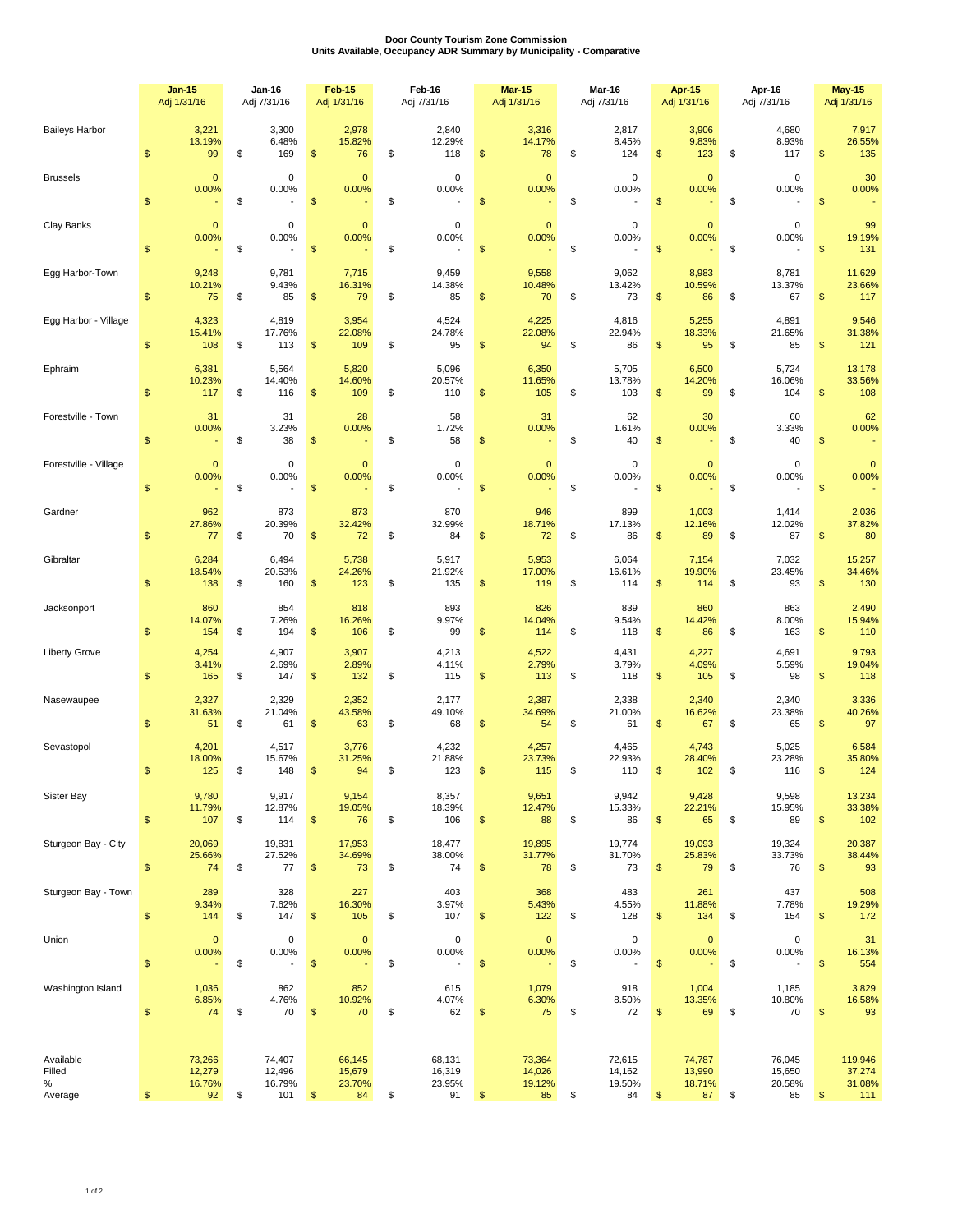**Door County Tourism Zone Commission**
**Units Available, Occupancy ADR Summary by Municipality - Comparative**

| | Jan-15 Adj 1/31/16 | Jan-16 Adj 7/31/16 | Feb-15 Adj 1/31/16 | Feb-16 Adj 7/31/16 | Mar-15 Adj 1/31/16 | Mar-16 Adj 7/31/16 | Apr-15 Adj 1/31/16 | Apr-16 Adj 7/31/16 | May-15 Adj 1/31/16 |
|---|---|---|---|---|---|---|---|---|---|
| Baileys Harbor | 3,221 | 3,300 | 2,978 | 2,840 | 3,316 | 2,817 | 3,906 | 4,680 | 7,917 |
| | 13.19% | 6.48% | 15.82% | 12.29% | 14.17% | 8.45% | 9.83% | 8.93% | 26.55% |
| | $ 99 | $ 169 | $ 76 | $ 118 | $ 78 | $ 124 | $ 123 | $ 117 | $ 135 |
| Brussels | 0 | 0 | 0 | 0 | 0 | 0 | 0 | 0 | 30 |
| | 0.00% | 0.00% | 0.00% | 0.00% | 0.00% | 0.00% | 0.00% | 0.00% | 0.00% |
| | $ - | $ - | $ - | $ - | $ - | $ - | $ - | $ - | $ - |
| Clay Banks | 0 | 0 | 0 | 0 | 0 | 0 | 0 | 0 | 99 |
| | 0.00% | 0.00% | 0.00% | 0.00% | 0.00% | 0.00% | 0.00% | 0.00% | 19.19% |
| | $ - | $ - | $ - | $ - | $ - | $ - | $ - | $ - | $ 131 |
| Egg Harbor-Town | 9,248 | 9,781 | 7,715 | 9,459 | 9,558 | 9,062 | 8,983 | 8,781 | 11,629 |
| | 10.21% | 9.43% | 16.31% | 14.38% | 10.48% | 13.42% | 10.59% | 13.37% | 23.66% |
| | $ 75 | $ 85 | $ 79 | $ 85 | $ 70 | $ 73 | $ 86 | $ 67 | $ 117 |
| Egg Harbor - Village | 4,323 | 4,819 | 3,954 | 4,524 | 4,225 | 4,816 | 5,255 | 4,891 | 9,546 |
| | 15.41% | 17.76% | 22.08% | 24.78% | 22.08% | 22.94% | 18.33% | 21.65% | 31.38% |
| | $ 108 | $ 113 | $ 109 | $ 95 | $ 94 | $ 86 | $ 95 | $ 85 | $ 121 |
| Ephraim | 6,381 | 5,564 | 5,820 | 5,096 | 6,350 | 5,705 | 6,500 | 5,724 | 13,178 |
| | 10.23% | 14.40% | 14.60% | 20.57% | 11.65% | 13.78% | 14.20% | 16.06% | 33.56% |
| | $ 117 | $ 116 | $ 109 | $ 110 | $ 105 | $ 103 | $ 99 | $ 104 | $ 108 |
| Forestville - Town | 31 | 31 | 28 | 58 | 31 | 62 | 30 | 60 | 62 |
| | 0.00% | 3.23% | 0.00% | 1.72% | 0.00% | 1.61% | 0.00% | 3.33% | 0.00% |
| | $ - | $ 38 | $ - | $ 58 | $ - | $ 40 | $ - | $ 40 | $ - |
| Forestville - Village | 0 | 0 | 0 | 0 | 0 | 0 | 0 | 0 | 0 |
| | 0.00% | 0.00% | 0.00% | 0.00% | 0.00% | 0.00% | 0.00% | 0.00% | 0.00% |
| | $ - | $ - | $ - | $ - | $ - | $ - | $ - | $ - | $ - |
| Gardner | 962 | 873 | 873 | 870 | 946 | 899 | 1,003 | 1,414 | 2,036 |
| | 27.86% | 20.39% | 32.42% | 32.99% | 18.71% | 17.13% | 12.16% | 12.02% | 37.82% |
| | $ 77 | $ 70 | $ 72 | $ 84 | $ 72 | $ 86 | $ 89 | $ 87 | $ 80 |
| Gibraltar | 6,284 | 6,494 | 5,738 | 5,917 | 5,953 | 6,064 | 7,154 | 7,032 | 15,257 |
| | 18.54% | 20.53% | 24.26% | 21.92% | 17.00% | 16.61% | 19.90% | 23.45% | 34.46% |
| | $ 138 | $ 160 | $ 123 | $ 135 | $ 119 | $ 114 | $ 114 | $ 93 | $ 130 |
| Jacksonport | 860 | 854 | 818 | 893 | 826 | 839 | 860 | 863 | 2,490 |
| | 14.07% | 7.26% | 16.26% | 9.97% | 14.04% | 9.54% | 14.42% | 8.00% | 15.94% |
| | $ 154 | $ 194 | $ 106 | $ 99 | $ 114 | $ 118 | $ 86 | $ 163 | $ 110 |
| Liberty Grove | 4,254 | 4,907 | 3,907 | 4,213 | 4,522 | 4,431 | 4,227 | 4,691 | 9,793 |
| | 3.41% | 2.69% | 2.89% | 4.11% | 2.79% | 3.79% | 4.09% | 5.59% | 19.04% |
| | $ 165 | $ 147 | $ 132 | $ 115 | $ 113 | $ 118 | $ 105 | $ 98 | $ 118 |
| Nasewaupee | 2,327 | 2,329 | 2,352 | 2,177 | 2,387 | 2,338 | 2,340 | 2,340 | 3,336 |
| | 31.63% | 21.04% | 43.58% | 49.10% | 34.69% | 21.00% | 16.62% | 23.38% | 40.26% |
| | $ 51 | $ 61 | $ 63 | $ 68 | $ 54 | $ 61 | $ 67 | $ 65 | $ 97 |
| Sevastopol | 4,201 | 4,517 | 3,776 | 4,232 | 4,257 | 4,465 | 4,743 | 5,025 | 6,584 |
| | 18.00% | 15.67% | 31.25% | 21.88% | 23.73% | 22.93% | 28.40% | 23.28% | 35.80% |
| | $ 125 | $ 148 | $ 94 | $ 123 | $ 115 | $ 110 | $ 102 | $ 116 | $ 124 |
| Sister Bay | 9,780 | 9,917 | 9,154 | 8,357 | 9,651 | 9,942 | 9,428 | 9,598 | 13,234 |
| | 11.79% | 12.87% | 19.05% | 18.39% | 12.47% | 15.33% | 22.21% | 15.95% | 33.38% |
| | $ 107 | $ 114 | $ 76 | $ 106 | $ 88 | $ 86 | $ 65 | $ 89 | $ 102 |
| Sturgeon Bay - City | 20,069 | 19,831 | 17,953 | 18,477 | 19,895 | 19,774 | 19,093 | 19,324 | 20,387 |
| | 25.66% | 27.52% | 34.69% | 38.00% | 31.77% | 31.70% | 25.83% | 33.73% | 38.44% |
| | $ 74 | $ 77 | $ 73 | $ 74 | $ 78 | $ 73 | $ 79 | $ 76 | $ 93 |
| Sturgeon Bay - Town | 289 | 328 | 227 | 403 | 368 | 483 | 261 | 437 | 508 |
| | 9.34% | 7.62% | 16.30% | 3.97% | 5.43% | 4.55% | 11.88% | 7.78% | 19.29% |
| | $ 144 | $ 147 | $ 105 | $ 107 | $ 122 | $ 128 | $ 134 | $ 154 | $ 172 |
| Union | 0 | 0 | 0 | 0 | 0 | 0 | 0 | 0 | 31 |
| | 0.00% | 0.00% | 0.00% | 0.00% | 0.00% | 0.00% | 0.00% | 0.00% | 16.13% |
| | $ - | $ - | $ - | $ - | $ - | $ - | $ - | $ - | $ 554 |
| Washington Island | 1,036 | 862 | 852 | 615 | 1,079 | 918 | 1,004 | 1,185 | 3,829 |
| | 6.85% | 4.76% | 10.92% | 4.07% | 6.30% | 8.50% | 13.35% | 10.80% | 16.58% |
| | $ 74 | $ 70 | $ 70 | $ 62 | $ 75 | $ 72 | $ 69 | $ 70 | $ 93 |
| Available | 73,266 | 74,407 | 66,145 | 68,131 | 73,364 | 72,615 | 74,787 | 76,045 | 119,946 |
| Filled | 12,279 | 12,496 | 15,679 | 16,319 | 14,026 | 14,162 | 13,990 | 15,650 | 37,274 |
| % | 16.76% | 16.79% | 23.70% | 23.95% | 19.12% | 19.50% | 18.71% | 20.58% | 31.08% |
| Average | $ 92 | $ 101 | $ 84 | $ 91 | $ 85 | $ 84 | $ 87 | $ 85 | $ 111 |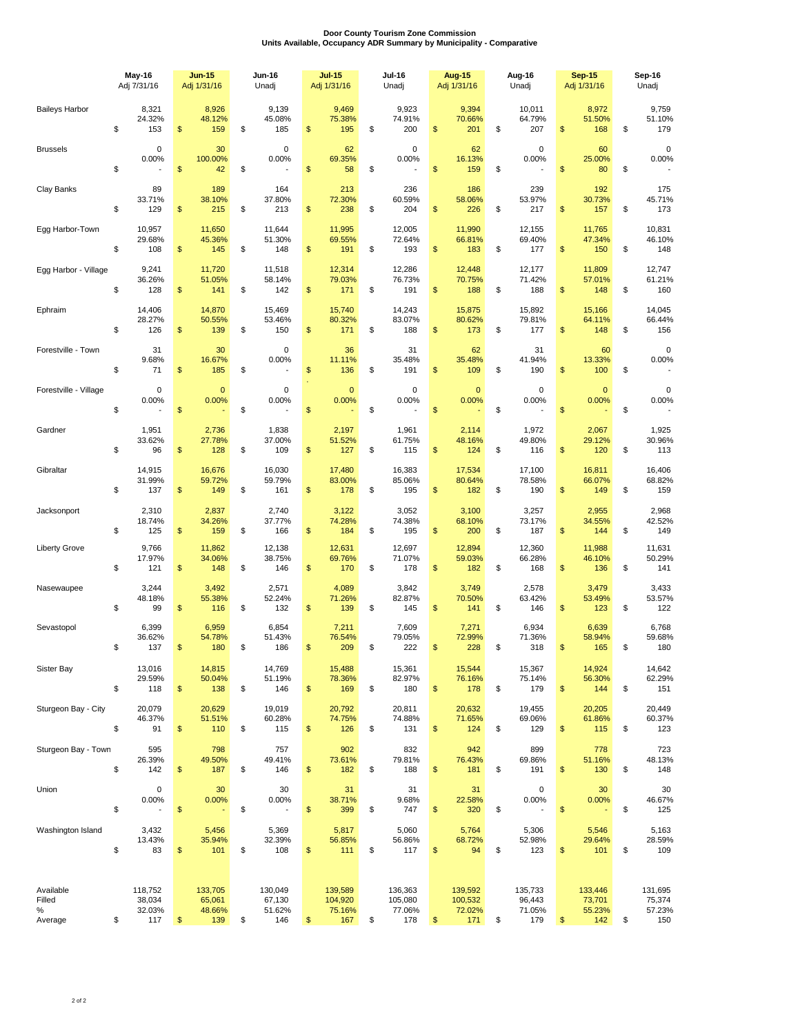**Door County Tourism Zone Commission**
**Units Available, Occupancy ADR Summary by Municipality - Comparative**

| | May-16 Adj 7/31/16 | Jun-15 Adj 1/31/16 | Jun-16 Unadj | Jul-15 Adj 1/31/16 | Jul-16 Unadj | Aug-15 Adj 1/31/16 | Aug-16 Unadj | Sep-15 Adj 1/31/16 | Sep-16 Unadj |
|---|---|---|---|---|---|---|---|---|---|
| Baileys Harbor | 8,321 | 8,926 | 9,139 | 9,469 | 9,923 | 9,394 | 10,011 | 8,972 | 9,759 |
| | 24.32% | 48.12% | 45.08% | 75.38% | 74.91% | 70.66% | 64.79% | 51.50% | 51.10% |
| | $ 153 | $ 159 | $ 185 | $ 195 | $ 200 | $ 201 | $ 207 | $ 168 | $ 179 |
| Brussels | 0 | 30 | 0 | 62 | 0 | 62 | 0 | 60 | 0 |
| | 0.00% | 100.00% | 0.00% | 69.35% | 0.00% | 16.13% | 0.00% | 25.00% | 0.00% |
| | $ - | $ 42 | $ - | $ 58 | $ - | $ 159 | $ - | $ 80 | $ - |
| Clay Banks | 89 | 189 | 164 | 213 | 236 | 186 | 239 | 192 | 175 |
| | 33.71% | 38.10% | 37.80% | 72.30% | 60.59% | 58.06% | 53.97% | 30.73% | 45.71% |
| | $ 129 | $ 215 | $ 213 | $ 238 | $ 204 | $ 226 | $ 217 | $ 157 | $ 173 |
| Egg Harbor-Town | 10,957 | 11,650 | 11,644 | 11,995 | 12,005 | 11,990 | 12,155 | 11,765 | 10,831 |
| | 29.68% | 45.36% | 51.30% | 69.55% | 72.64% | 66.81% | 69.40% | 47.34% | 46.10% |
| | $ 108 | $ 145 | $ 148 | $ 191 | $ 193 | $ 183 | $ 177 | $ 150 | $ 148 |
| Egg Harbor - Village | 9,241 | 11,720 | 11,518 | 12,314 | 12,286 | 12,448 | 12,177 | 11,809 | 12,747 |
| | 36.26% | 51.05% | 58.14% | 79.03% | 76.73% | 70.75% | 71.42% | 57.01% | 61.21% |
| | $ 128 | $ 141 | $ 142 | $ 171 | $ 191 | $ 188 | $ 188 | $ 148 | $ 160 |
| Ephraim | 14,406 | 14,870 | 15,469 | 15,740 | 14,243 | 15,875 | 15,892 | 15,166 | 14,045 |
| | 28.27% | 50.55% | 53.46% | 80.32% | 83.07% | 80.62% | 79.81% | 64.11% | 66.44% |
| | $ 126 | $ 139 | $ 150 | $ 171 | $ 188 | $ 173 | $ 177 | $ 148 | $ 156 |
| Forestville - Town | 31 | 30 | 0 | 36 | 31 | 62 | 31 | 60 | 0 |
| | 9.68% | 16.67% | 0.00% | 11.11% | 35.48% | 35.48% | 41.94% | 13.33% | 0.00% |
| | $ 71 | $ 185 | $ - | $ 136 | $ 191 | $ 109 | $ 190 | $ 100 | $ - |
| Forestville - Village | 0 | 0 | 0 | 0 | 0 | 0 | 0 | 0 | 0 |
| | 0.00% | 0.00% | 0.00% | 0.00% | 0.00% | 0.00% | 0.00% | 0.00% | 0.00% |
| | $ - | $ - | $ - | $ - | $ - | $ - | $ - | $ - | $ - |
| Gardner | 1,951 | 2,736 | 1,838 | 2,197 | 1,961 | 2,114 | 1,972 | 2,067 | 1,925 |
| | 33.62% | 27.78% | 37.00% | 51.52% | 61.75% | 48.16% | 49.80% | 29.12% | 30.96% |
| | $ 96 | $ 128 | $ 109 | $ 127 | $ 115 | $ 124 | $ 116 | $ 120 | $ 113 |
| Gibraltar | 14,915 | 16,676 | 16,030 | 17,480 | 16,383 | 17,534 | 17,100 | 16,811 | 16,406 |
| | 31.99% | 59.72% | 59.79% | 83.00% | 85.06% | 80.64% | 78.58% | 66.07% | 68.82% |
| | $ 137 | $ 149 | $ 161 | $ 178 | $ 195 | $ 182 | $ 190 | $ 149 | $ 159 |
| Jacksonport | 2,310 | 2,837 | 2,740 | 3,122 | 3,052 | 3,100 | 3,257 | 2,955 | 2,968 |
| | 18.74% | 34.26% | 37.77% | 74.28% | 74.38% | 68.10% | 73.17% | 34.55% | 42.52% |
| | $ 125 | $ 159 | $ 166 | $ 184 | $ 195 | $ 200 | $ 187 | $ 144 | $ 149 |
| Liberty Grove | 9,766 | 11,862 | 12,138 | 12,631 | 12,697 | 12,894 | 12,360 | 11,988 | 11,631 |
| | 17.97% | 34.06% | 38.75% | 69.76% | 71.07% | 59.03% | 66.28% | 46.10% | 50.29% |
| | $ 121 | $ 148 | $ 146 | $ 170 | $ 178 | $ 182 | $ 168 | $ 136 | $ 141 |
| Nasewaupee | 3,244 | 3,492 | 2,571 | 4,089 | 3,842 | 3,749 | 2,578 | 3,479 | 3,433 |
| | 48.18% | 55.38% | 52.24% | 71.26% | 82.87% | 70.50% | 63.42% | 53.49% | 53.57% |
| | $ 99 | $ 116 | $ 132 | $ 139 | $ 145 | $ 141 | $ 146 | $ 123 | $ 122 |
| Sevastopol | 6,399 | 6,959 | 6,854 | 7,211 | 7,609 | 7,271 | 6,934 | 6,639 | 6,768 |
| | 36.62% | 54.78% | 51.43% | 76.54% | 79.05% | 72.99% | 71.36% | 58.94% | 59.68% |
| | $ 137 | $ 180 | $ 186 | $ 209 | $ 222 | $ 228 | $ 318 | $ 165 | $ 180 |
| Sister Bay | 13,016 | 14,815 | 14,769 | 15,488 | 15,361 | 15,544 | 15,367 | 14,924 | 14,642 |
| | 29.59% | 50.04% | 51.19% | 78.36% | 82.97% | 76.16% | 75.14% | 56.30% | 62.29% |
| | $ 118 | $ 138 | $ 146 | $ 169 | $ 180 | $ 178 | $ 179 | $ 144 | $ 151 |
| Sturgeon Bay - City | 20,079 | 20,629 | 19,019 | 20,792 | 20,811 | 20,632 | 19,455 | 20,205 | 20,449 |
| | 46.37% | 51.51% | 60.28% | 74.75% | 74.88% | 71.65% | 69.06% | 61.86% | 60.37% |
| | $ 91 | $ 110 | $ 115 | $ 126 | $ 131 | $ 124 | $ 129 | $ 115 | $ 123 |
| Sturgeon Bay - Town | 595 | 798 | 757 | 902 | 832 | 942 | 899 | 778 | 723 |
| | 26.39% | 49.50% | 49.41% | 73.61% | 79.81% | 76.43% | 69.86% | 51.16% | 48.13% |
| | $ 142 | $ 187 | $ 146 | $ 182 | $ 188 | $ 181 | $ 191 | $ 130 | $ 148 |
| Union | 0 | 30 | 30 | 31 | 31 | 31 | 0 | 30 | 30 |
| | 0.00% | 0.00% | 0.00% | 38.71% | 9.68% | 22.58% | 0.00% | 0.00% | 46.67% |
| | $ - | $ - | $ - | $ 399 | $ 747 | $ 320 | $ - | $ - | $ 125 |
| Washington Island | 3,432 | 5,456 | 5,369 | 5,817 | 5,060 | 5,764 | 5,306 | 5,546 | 5,163 |
| | 13.43% | 35.94% | 32.39% | 56.85% | 56.86% | 68.72% | 52.98% | 29.64% | 28.59% |
| | $ 83 | $ 101 | $ 108 | $ 111 | $ 117 | $ 94 | $ 123 | $ 101 | $ 109 |
| Available | 118,752 | 133,705 | 130,049 | 139,589 | 136,363 | 139,592 | 135,733 | 133,446 | 131,695 |
| Filled | 38,034 | 65,061 | 67,130 | 104,920 | 105,080 | 100,532 | 96,443 | 73,701 | 75,374 |
| % | 32.03% | 48.66% | 51.62% | 75.16% | 77.06% | 72.02% | 71.05% | 55.23% | 57.23% |
| Average | $ 117 | $ 139 | $ 146 | $ 167 | $ 178 | $ 171 | $ 179 | $ 142 | $ 150 |